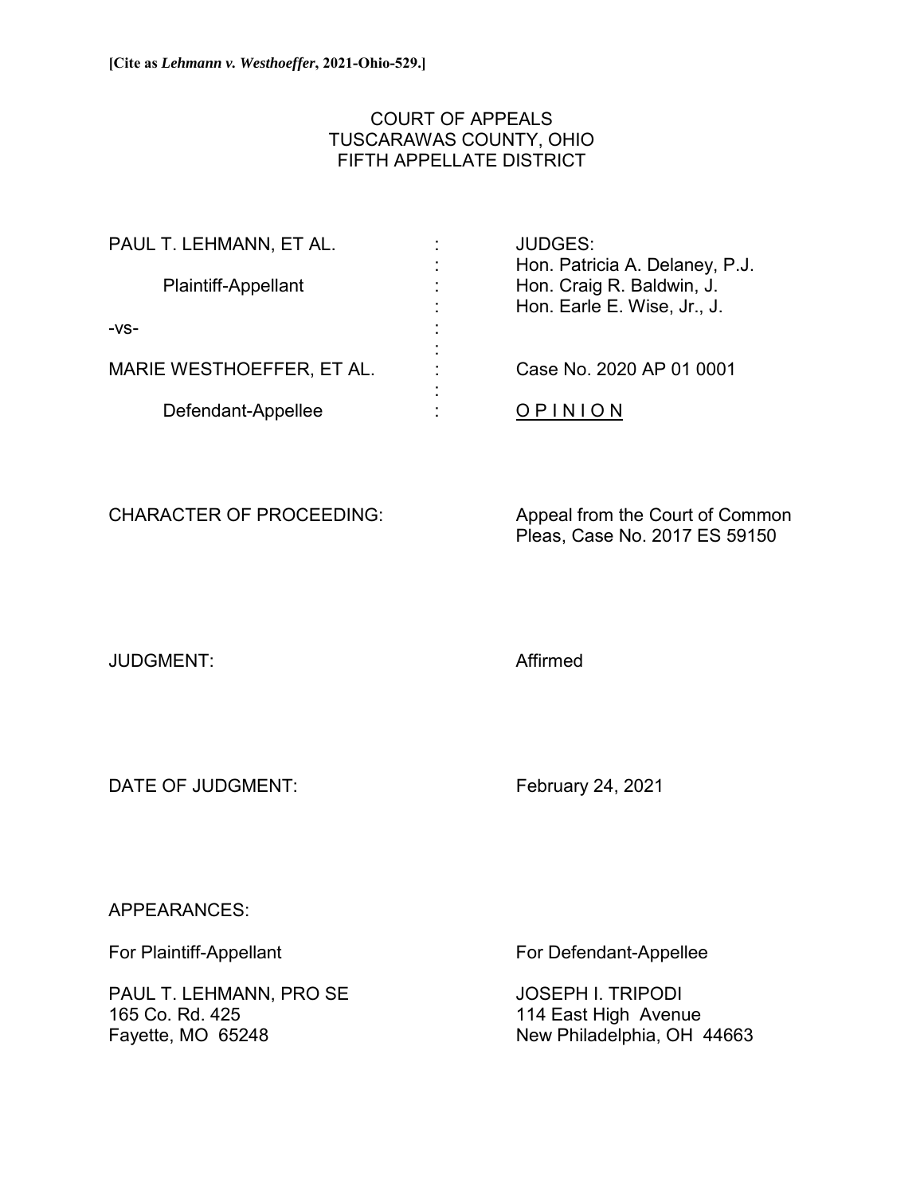**[Cite as *Lehmann v. Westhoeffer*, 2021-Ohio-529.]**

COURT OF APPEALS
TUSCARAWAS COUNTY, OHIO
FIFTH APPELLATE DISTRICT

| | | |
|---|---|---|
| PAUL T. LEHMANN, ET AL. | : | JUDGES: |
| | : | Hon. Patricia A. Delaney, P.J. |
| Plaintiff-Appellant | : | Hon. Craig R. Baldwin, J. |
| | : | Hon. Earle E. Wise, Jr., J. |
| -vs- | : | |
| | : | |
| MARIE WESTHOEFFER, ET AL. | : | Case No. 2020 AP 01 0001 |
| | : | |
| Defendant-Appellee | : | O P I N I O N |

CHARACTER OF PROCEEDING: Appeal from the Court of Common Pleas, Case No. 2017 ES 59150

JUDGMENT: Affirmed

DATE OF JUDGMENT: February 24, 2021

APPEARANCES:

| For Plaintiff-Appellant | For Defendant-Appellee |
|---|---|
| PAUL T. LEHMANN, PRO SE | JOSEPH I. TRIPODI |
| 165 Co. Rd. 425 | 114 East High Avenue |
| Fayette, MO 65248 | New Philadelphia, OH 44663 |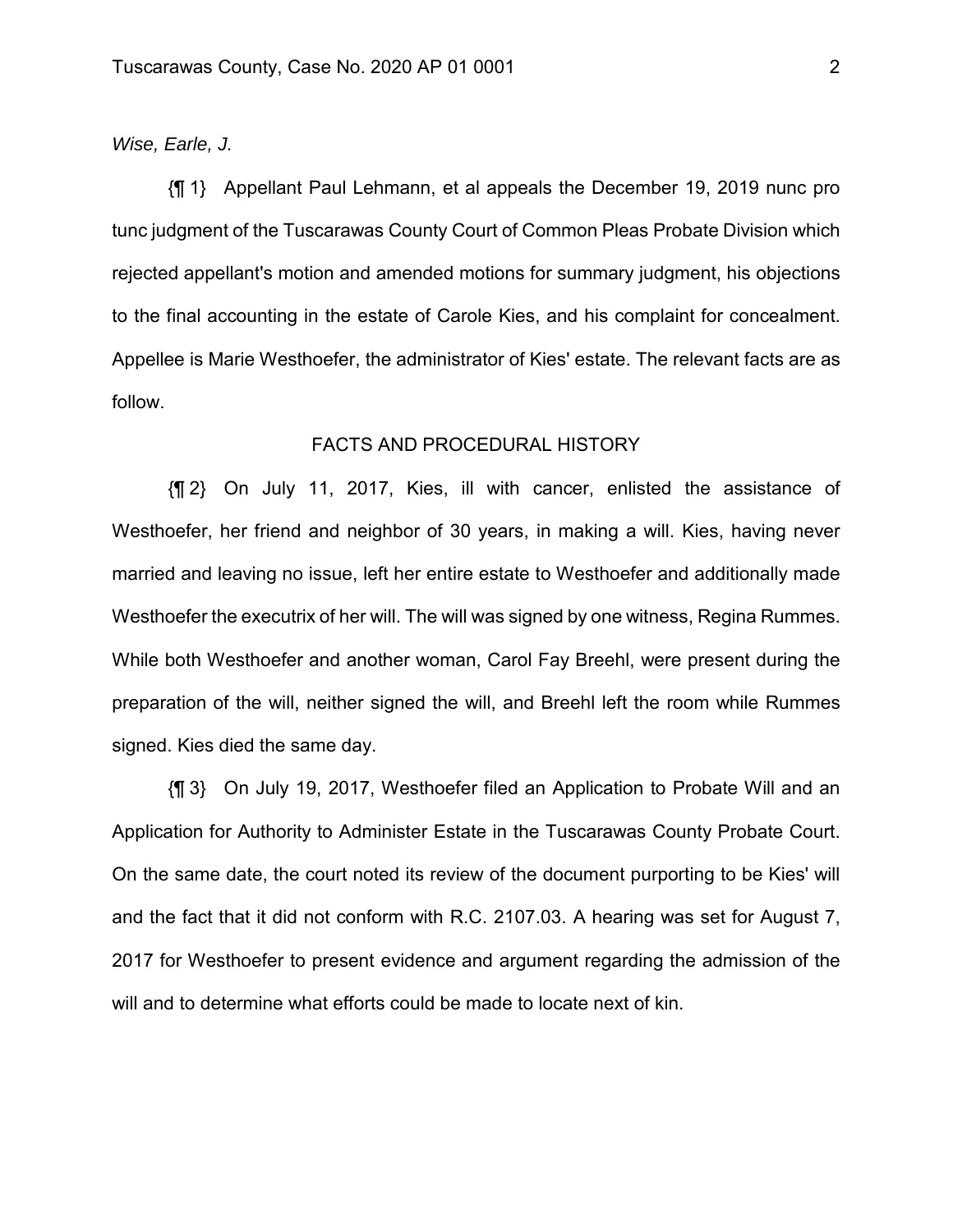*Wise, Earle, J.*

{¶ 1} Appellant Paul Lehmann, et al appeals the December 19, 2019 nunc pro tunc judgment of the Tuscarawas County Court of Common Pleas Probate Division which rejected appellant's motion and amended motions for summary judgment, his objections to the final accounting in the estate of Carole Kies, and his complaint for concealment. Appellee is Marie Westhoefer, the administrator of Kies' estate. The relevant facts are as follow.

## FACTS AND PROCEDURAL HISTORY

{¶ 2} On July 11, 2017, Kies, ill with cancer, enlisted the assistance of Westhoefer, her friend and neighbor of 30 years, in making a will. Kies, having never married and leaving no issue, left her entire estate to Westhoefer and additionally made Westhoefer the executrix of her will. The will was signed by one witness, Regina Rummes. While both Westhoefer and another woman, Carol Fay Breehl, were present during the preparation of the will, neither signed the will, and Breehl left the room while Rummes signed. Kies died the same day.

{¶ 3} On July 19, 2017, Westhoefer filed an Application to Probate Will and an Application for Authority to Administer Estate in the Tuscarawas County Probate Court. On the same date, the court noted its review of the document purporting to be Kies' will and the fact that it did not conform with R.C. 2107.03. A hearing was set for August 7, 2017 for Westhoefer to present evidence and argument regarding the admission of the will and to determine what efforts could be made to locate next of kin.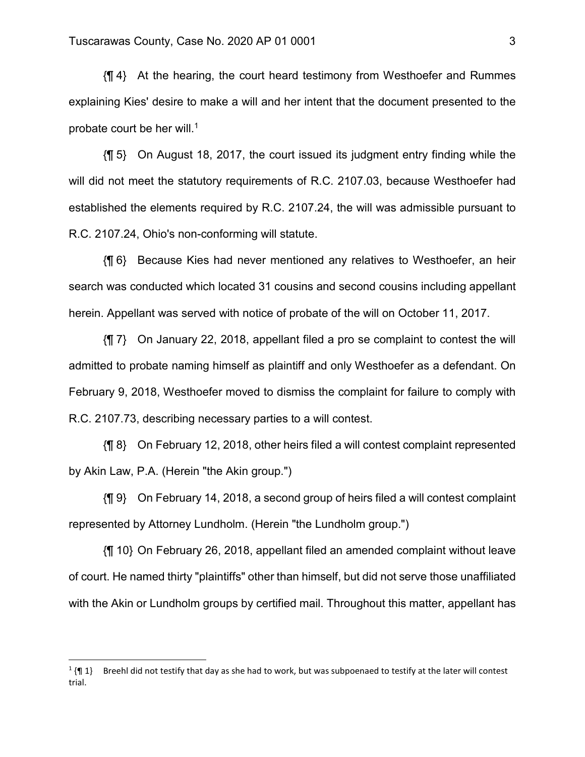{¶ 4} At the hearing, the court heard testimony from Westhoefer and Rummes explaining Kies' desire to make a will and her intent that the document presented to the probate court be her will.[1]

{¶ 5} On August 18, 2017, the court issued its judgment entry finding while the will did not meet the statutory requirements of R.C. 2107.03, because Westhoefer had established the elements required by R.C. 2107.24, the will was admissible pursuant to R.C. 2107.24, Ohio's non-conforming will statute.

{¶ 6} Because Kies had never mentioned any relatives to Westhoefer, an heir search was conducted which located 31 cousins and second cousins including appellant herein. Appellant was served with notice of probate of the will on October 11, 2017.

{¶ 7} On January 22, 2018, appellant filed a pro se complaint to contest the will admitted to probate naming himself as plaintiff and only Westhoefer as a defendant. On February 9, 2018, Westhoefer moved to dismiss the complaint for failure to comply with R.C. 2107.73, describing necessary parties to a will contest.

{¶ 8} On February 12, 2018, other heirs filed a will contest complaint represented by Akin Law, P.A. (Herein "the Akin group.")

{¶ 9} On February 14, 2018, a second group of heirs filed a will contest complaint represented by Attorney Lundholm. (Herein "the Lundholm group.")

{¶ 10} On February 26, 2018, appellant filed an amended complaint without leave of court. He named thirty "plaintiffs" other than himself, but did not serve those unaffiliated with the Akin or Lundholm groups by certified mail. Throughout this matter, appellant has

---

[1] {¶ 1} Breehl did not testify that day as she had to work, but was subpoenaed to testify at the later will contest trial.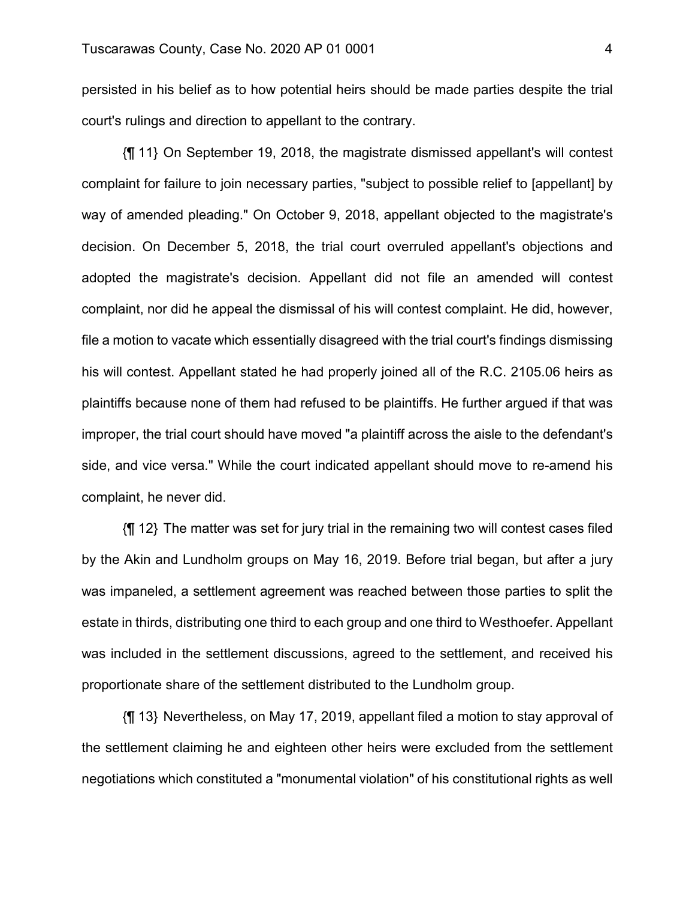persisted in his belief as to how potential heirs should be made parties despite the trial court's rulings and direction to appellant to the contrary.

{¶ 11} On September 19, 2018, the magistrate dismissed appellant's will contest complaint for failure to join necessary parties, "subject to possible relief to [appellant] by way of amended pleading." On October 9, 2018, appellant objected to the magistrate's decision. On December 5, 2018, the trial court overruled appellant's objections and adopted the magistrate's decision. Appellant did not file an amended will contest complaint, nor did he appeal the dismissal of his will contest complaint. He did, however, file a motion to vacate which essentially disagreed with the trial court's findings dismissing his will contest. Appellant stated he had properly joined all of the R.C. 2105.06 heirs as plaintiffs because none of them had refused to be plaintiffs. He further argued if that was improper, the trial court should have moved "a plaintiff across the aisle to the defendant's side, and vice versa." While the court indicated appellant should move to re-amend his complaint, he never did.

{¶ 12} The matter was set for jury trial in the remaining two will contest cases filed by the Akin and Lundholm groups on May 16, 2019. Before trial began, but after a jury was impaneled, a settlement agreement was reached between those parties to split the estate in thirds, distributing one third to each group and one third to Westhoefer. Appellant was included in the settlement discussions, agreed to the settlement, and received his proportionate share of the settlement distributed to the Lundholm group.

{¶ 13} Nevertheless, on May 17, 2019, appellant filed a motion to stay approval of the settlement claiming he and eighteen other heirs were excluded from the settlement negotiations which constituted a "monumental violation" of his constitutional rights as well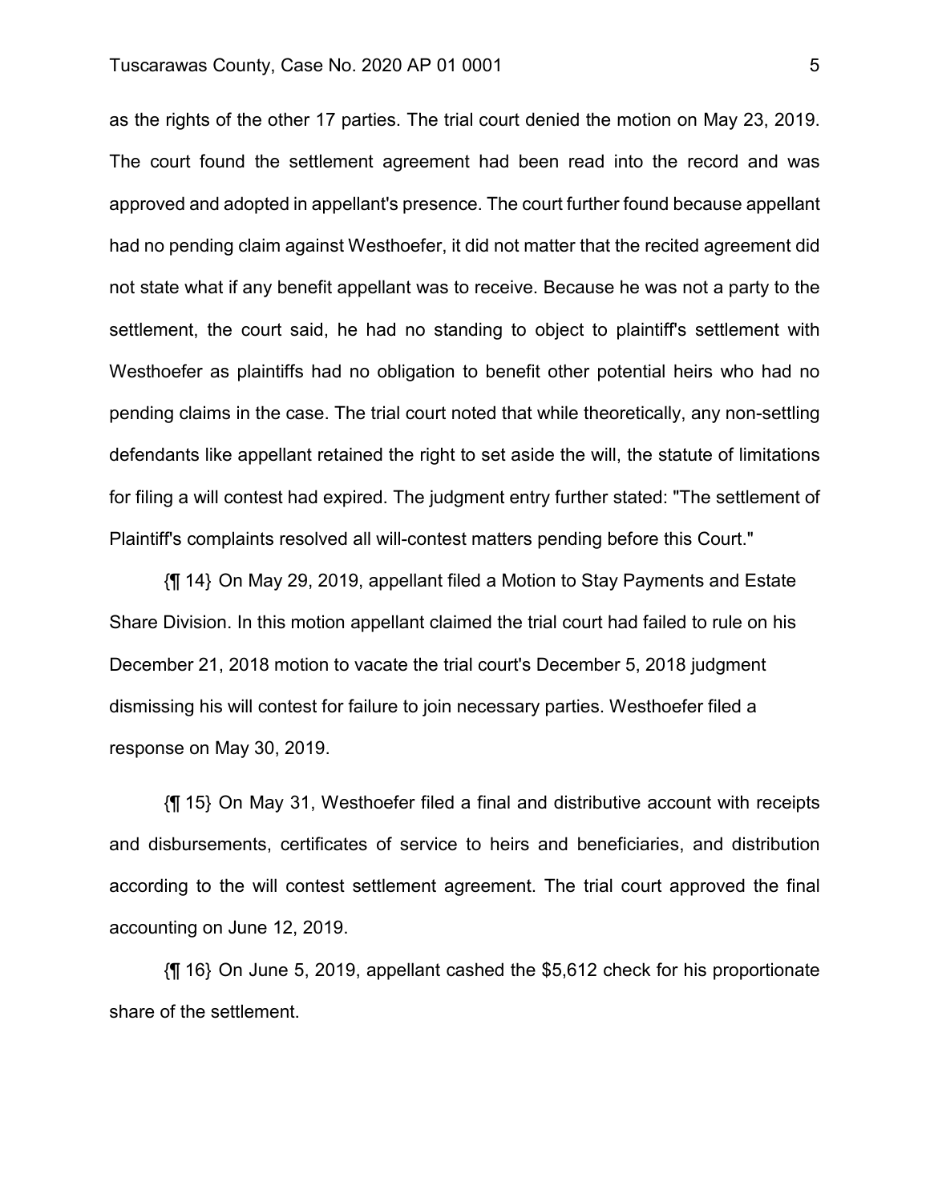as the rights of the other 17 parties. The trial court denied the motion on May 23, 2019. The court found the settlement agreement had been read into the record and was approved and adopted in appellant's presence. The court further found because appellant had no pending claim against Westhoefer, it did not matter that the recited agreement did not state what if any benefit appellant was to receive. Because he was not a party to the settlement, the court said, he had no standing to object to plaintiff's settlement with Westhoefer as plaintiffs had no obligation to benefit other potential heirs who had no pending claims in the case. The trial court noted that while theoretically, any non-settling defendants like appellant retained the right to set aside the will, the statute of limitations for filing a will contest had expired. The judgment entry further stated: "The settlement of Plaintiff's complaints resolved all will-contest matters pending before this Court."

{¶ 14} On May 29, 2019, appellant filed a Motion to Stay Payments and Estate Share Division. In this motion appellant claimed the trial court had failed to rule on his December 21, 2018 motion to vacate the trial court's December 5, 2018 judgment dismissing his will contest for failure to join necessary parties. Westhoefer filed a response on May 30, 2019.

{¶ 15} On May 31, Westhoefer filed a final and distributive account with receipts and disbursements, certificates of service to heirs and beneficiaries, and distribution according to the will contest settlement agreement. The trial court approved the final accounting on June 12, 2019.

{¶ 16} On June 5, 2019, appellant cashed the $5,612 check for his proportionate share of the settlement.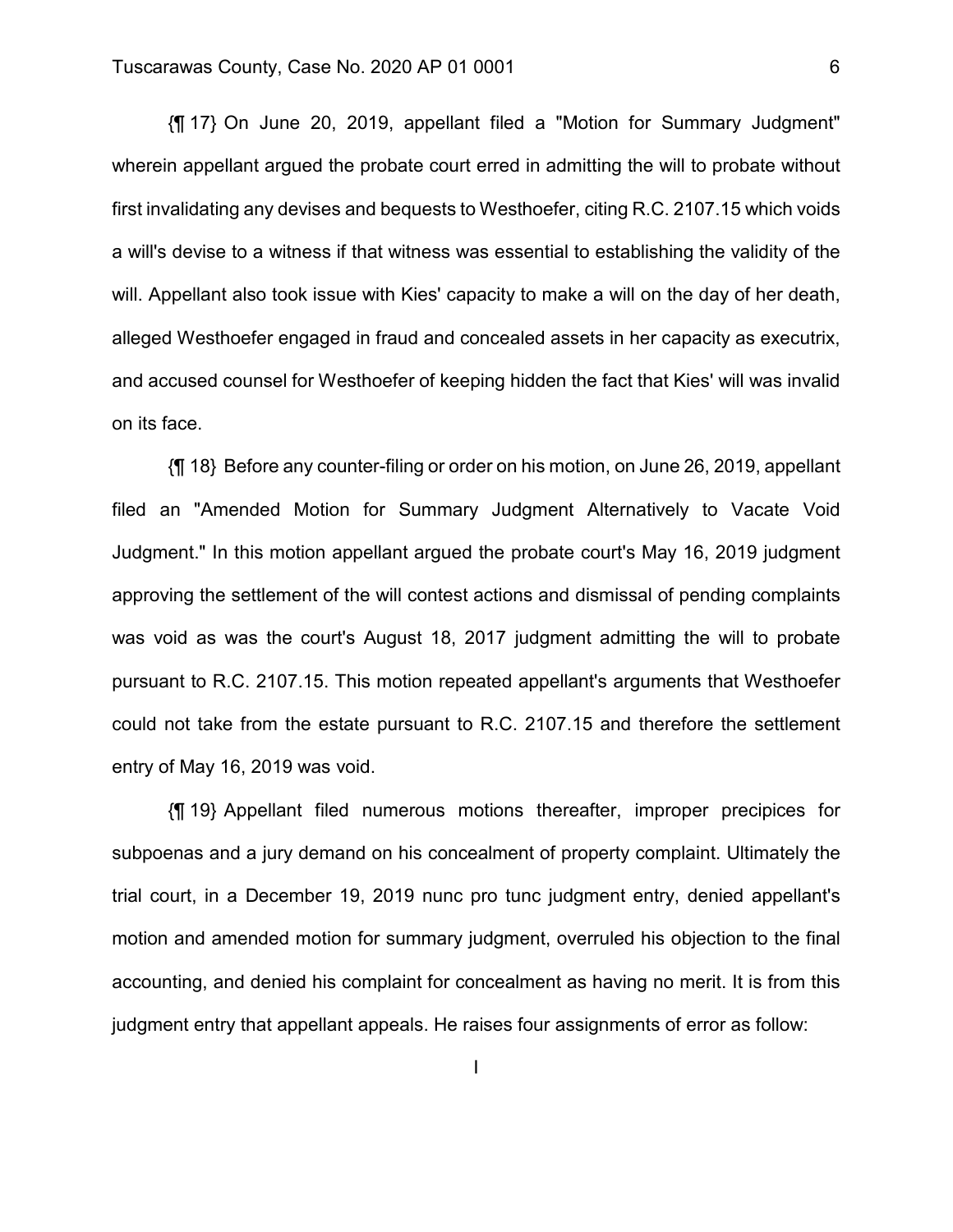{¶ 17} On June 20, 2019, appellant filed a "Motion for Summary Judgment" wherein appellant argued the probate court erred in admitting the will to probate without first invalidating any devises and bequests to Westhoefer, citing R.C. 2107.15 which voids a will's devise to a witness if that witness was essential to establishing the validity of the will. Appellant also took issue with Kies' capacity to make a will on the day of her death, alleged Westhoefer engaged in fraud and concealed assets in her capacity as executrix, and accused counsel for Westhoefer of keeping hidden the fact that Kies' will was invalid on its face.

{¶ 18} Before any counter-filing or order on his motion, on June 26, 2019, appellant filed an "Amended Motion for Summary Judgment Alternatively to Vacate Void Judgment." In this motion appellant argued the probate court's May 16, 2019 judgment approving the settlement of the will contest actions and dismissal of pending complaints was void as was the court's August 18, 2017 judgment admitting the will to probate pursuant to R.C. 2107.15. This motion repeated appellant's arguments that Westhoefer could not take from the estate pursuant to R.C. 2107.15 and therefore the settlement entry of May 16, 2019 was void.

{¶ 19} Appellant filed numerous motions thereafter, improper precipices for subpoenas and a jury demand on his concealment of property complaint. Ultimately the trial court, in a December 19, 2019 nunc pro tunc judgment entry, denied appellant's motion and amended motion for summary judgment, overruled his objection to the final accounting, and denied his complaint for concealment as having no merit. It is from this judgment entry that appellant appeals. He raises four assignments of error as follow:

I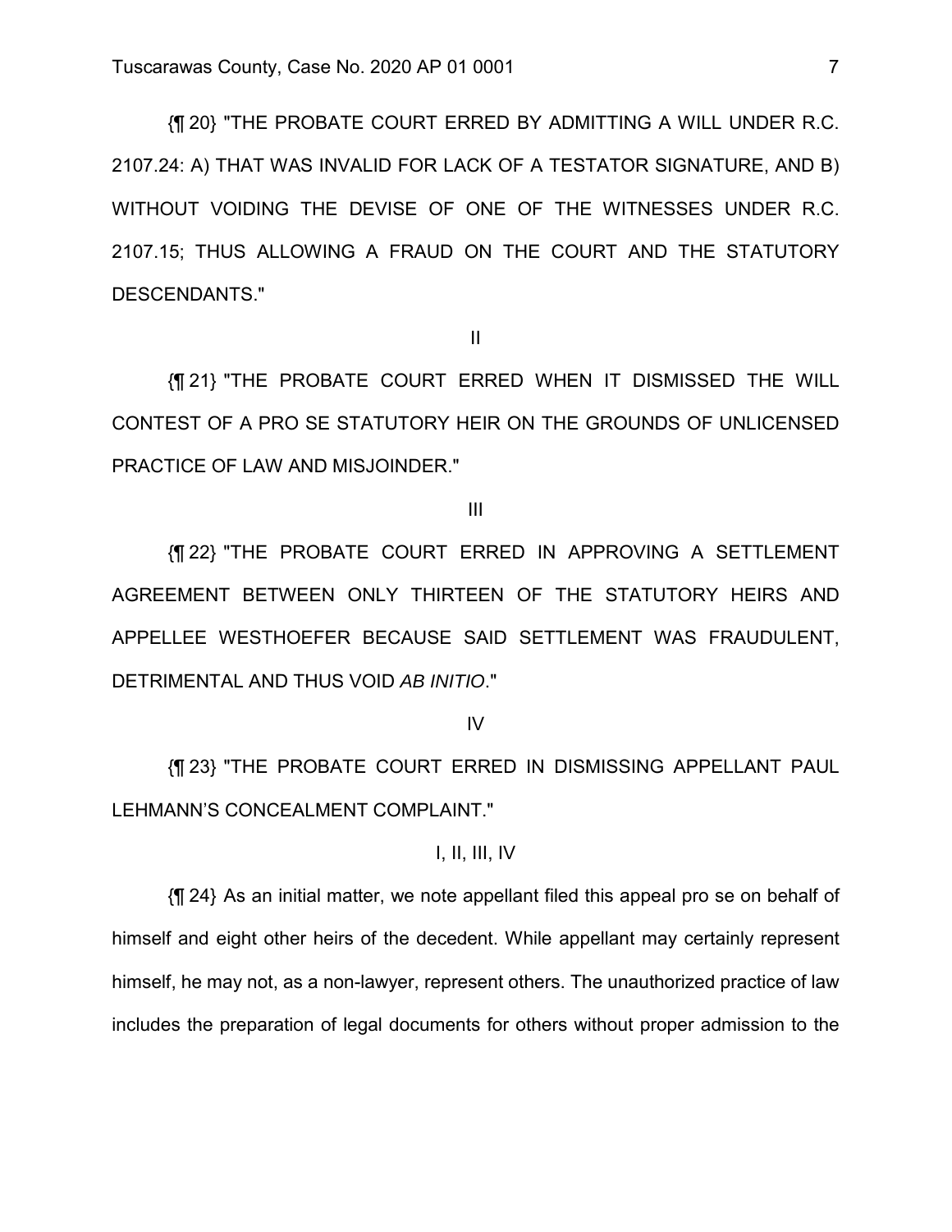{¶ 20} "THE PROBATE COURT ERRED BY ADMITTING A WILL UNDER R.C. 2107.24: A) THAT WAS INVALID FOR LACK OF A TESTATOR SIGNATURE, AND B) WITHOUT VOIDING THE DEVISE OF ONE OF THE WITNESSES UNDER R.C. 2107.15; THUS ALLOWING A FRAUD ON THE COURT AND THE STATUTORY DESCENDANTS."

II

{¶ 21} "THE PROBATE COURT ERRED WHEN IT DISMISSED THE WILL CONTEST OF A PRO SE STATUTORY HEIR ON THE GROUNDS OF UNLICENSED PRACTICE OF LAW AND MISJOINDER."

III

{¶ 22} "THE PROBATE COURT ERRED IN APPROVING A SETTLEMENT AGREEMENT BETWEEN ONLY THIRTEEN OF THE STATUTORY HEIRS AND APPELLEE WESTHOEFER BECAUSE SAID SETTLEMENT WAS FRAUDULENT, DETRIMENTAL AND THUS VOID *AB INITIO*."

IV

{¶ 23} "THE PROBATE COURT ERRED IN DISMISSING APPELLANT PAUL LEHMANN'S CONCEALMENT COMPLAINT."

I, II, III, IV

{¶ 24} As an initial matter, we note appellant filed this appeal pro se on behalf of himself and eight other heirs of the decedent. While appellant may certainly represent himself, he may not, as a non-lawyer, represent others. The unauthorized practice of law includes the preparation of legal documents for others without proper admission to the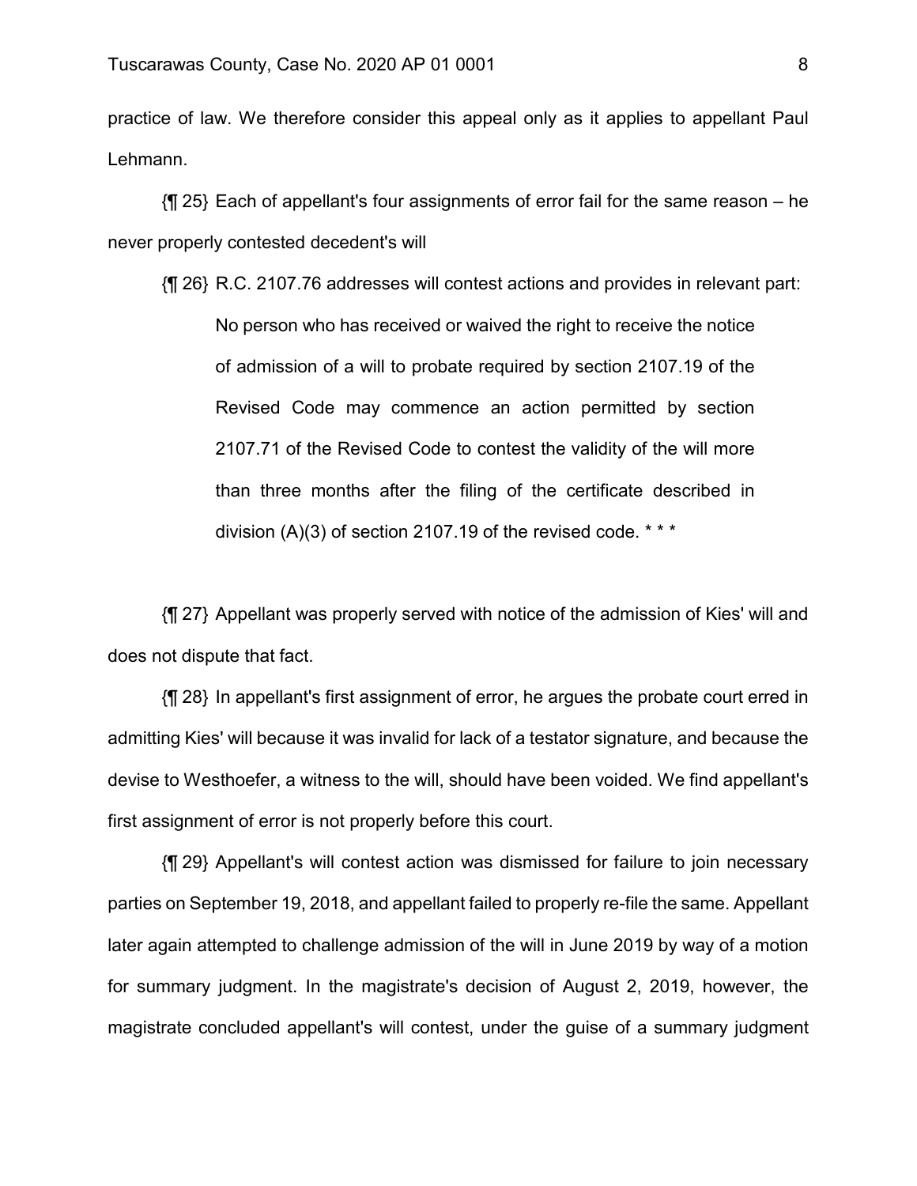practice of law. We therefore consider this appeal only as it applies to appellant Paul Lehmann.

{¶ 25} Each of appellant's four assignments of error fail for the same reason – he never properly contested decedent's will

{¶ 26} R.C. 2107.76 addresses will contest actions and provides in relevant part:

> No person who has received or waived the right to receive the notice of admission of a will to probate required by section 2107.19 of the Revised Code may commence an action permitted by section 2107.71 of the Revised Code to contest the validity of the will more than three months after the filing of the certificate described in division (A)(3) of section 2107.19 of the revised code. * * *

{¶ 27} Appellant was properly served with notice of the admission of Kies' will and does not dispute that fact.

{¶ 28} In appellant's first assignment of error, he argues the probate court erred in admitting Kies' will because it was invalid for lack of a testator signature, and because the devise to Westhoefer, a witness to the will, should have been voided. We find appellant's first assignment of error is not properly before this court.

{¶ 29} Appellant's will contest action was dismissed for failure to join necessary parties on September 19, 2018, and appellant failed to properly re-file the same. Appellant later again attempted to challenge admission of the will in June 2019 by way of a motion for summary judgment. In the magistrate's decision of August 2, 2019, however, the magistrate concluded appellant's will contest, under the guise of a summary judgment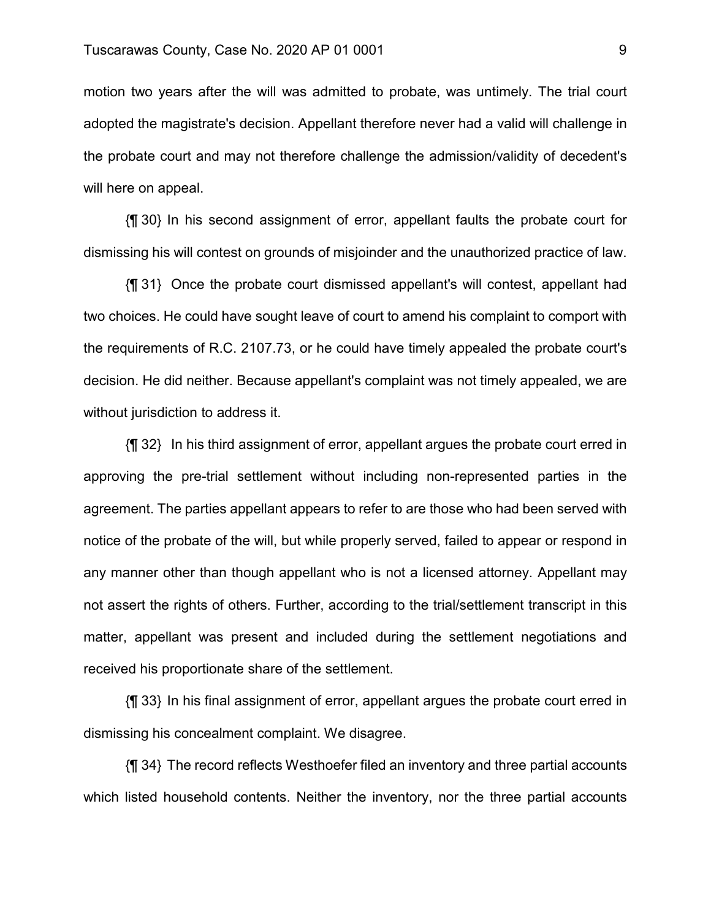motion two years after the will was admitted to probate, was untimely. The trial court adopted the magistrate's decision. Appellant therefore never had a valid will challenge in the probate court and may not therefore challenge the admission/validity of decedent's will here on appeal.

{¶ 30} In his second assignment of error, appellant faults the probate court for dismissing his will contest on grounds of misjoinder and the unauthorized practice of law.

{¶ 31} Once the probate court dismissed appellant's will contest, appellant had two choices. He could have sought leave of court to amend his complaint to comport with the requirements of R.C. 2107.73, or he could have timely appealed the probate court's decision. He did neither. Because appellant's complaint was not timely appealed, we are without jurisdiction to address it.

{¶ 32} In his third assignment of error, appellant argues the probate court erred in approving the pre-trial settlement without including non-represented parties in the agreement. The parties appellant appears to refer to are those who had been served with notice of the probate of the will, but while properly served, failed to appear or respond in any manner other than though appellant who is not a licensed attorney. Appellant may not assert the rights of others. Further, according to the trial/settlement transcript in this matter, appellant was present and included during the settlement negotiations and received his proportionate share of the settlement.

{¶ 33} In his final assignment of error, appellant argues the probate court erred in dismissing his concealment complaint. We disagree.

{¶ 34} The record reflects Westhoefer filed an inventory and three partial accounts which listed household contents. Neither the inventory, nor the three partial accounts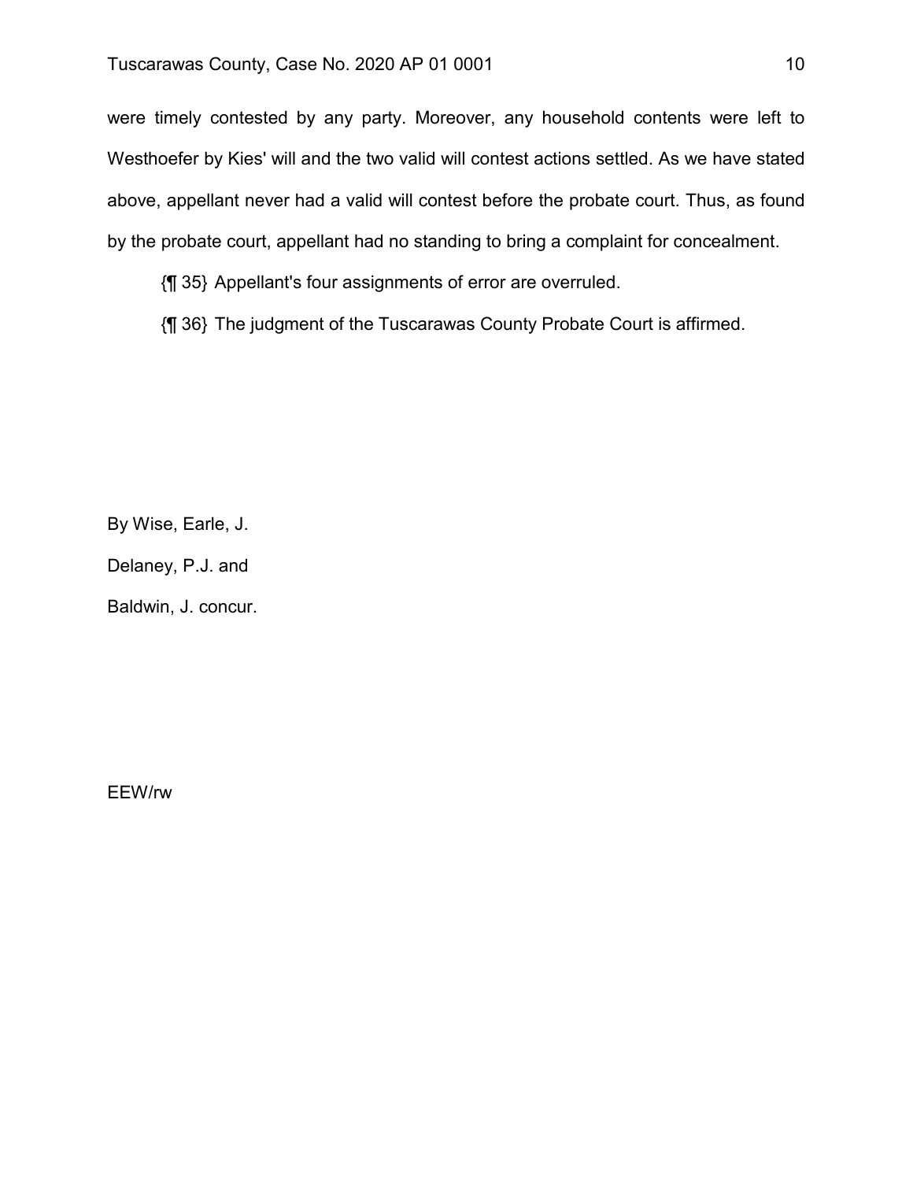were timely contested by any party. Moreover, any household contents were left to Westhoefer by Kies' will and the two valid will contest actions settled. As we have stated above, appellant never had a valid will contest before the probate court. Thus, as found by the probate court, appellant had no standing to bring a complaint for concealment.

{¶ 35} Appellant's four assignments of error are overruled.

{¶ 36} The judgment of the Tuscarawas County Probate Court is affirmed.

By Wise, Earle, J.

Delaney, P.J. and

Baldwin, J. concur.

EEW/rw